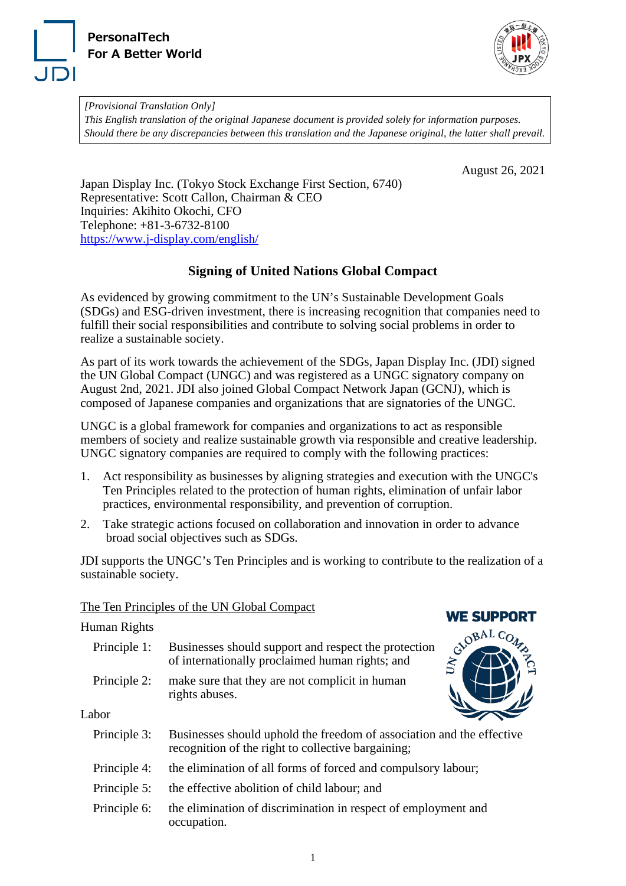PersonalTech
For A Better World

*[Provisional Translation Only]*
*This English translation of the original Japanese document is provided solely for information purposes. Should there be any discrepancies between this translation and the Japanese original, the latter shall prevail.*

August 26, 2021

Japan Display Inc. (Tokyo Stock Exchange First Section, 6740)
Representative: Scott Callon, Chairman & CEO
Inquiries: Akihito Okochi, CFO
Telephone: +81-3-6732-8100
https://www.j-display.com/english/

## Signing of United Nations Global Compact

As evidenced by growing commitment to the UN's Sustainable Development Goals (SDGs) and ESG-driven investment, there is increasing recognition that companies need to fulfill their social responsibilities and contribute to solving social problems in order to realize a sustainable society.

As part of its work towards the achievement of the SDGs, Japan Display Inc. (JDI) signed the UN Global Compact (UNGC) and was registered as a UNGC signatory company on August 2nd, 2021. JDI also joined Global Compact Network Japan (GCNJ), which is composed of Japanese companies and organizations that are signatories of the UNGC.

UNGC is a global framework for companies and organizations to act as responsible members of society and realize sustainable growth via responsible and creative leadership. UNGC signatory companies are required to comply with the following practices:

1. Act responsibility as businesses by aligning strategies and execution with the UNGC's Ten Principles related to the protection of human rights, elimination of unfair labor practices, environmental responsibility, and prevention of corruption.
2. Take strategic actions focused on collaboration and innovation in order to advance broad social objectives such as SDGs.

JDI supports the UNGC's Ten Principles and is working to contribute to the realization of a sustainable society.

The Ten Principles of the UN Global Compact

WE SUPPORT UN GLOBAL COMPACT

Human Rights

- Principle 1: Businesses should support and respect the protection of internationally proclaimed human rights; and
- Principle 2: make sure that they are not complicit in human rights abuses.

Labor

- Principle 3: Businesses should uphold the freedom of association and the effective recognition of the right to collective bargaining;
- Principle 4: the elimination of all forms of forced and compulsory labour;
- Principle 5: the effective abolition of child labour; and
- Principle 6: the elimination of discrimination in respect of employment and occupation.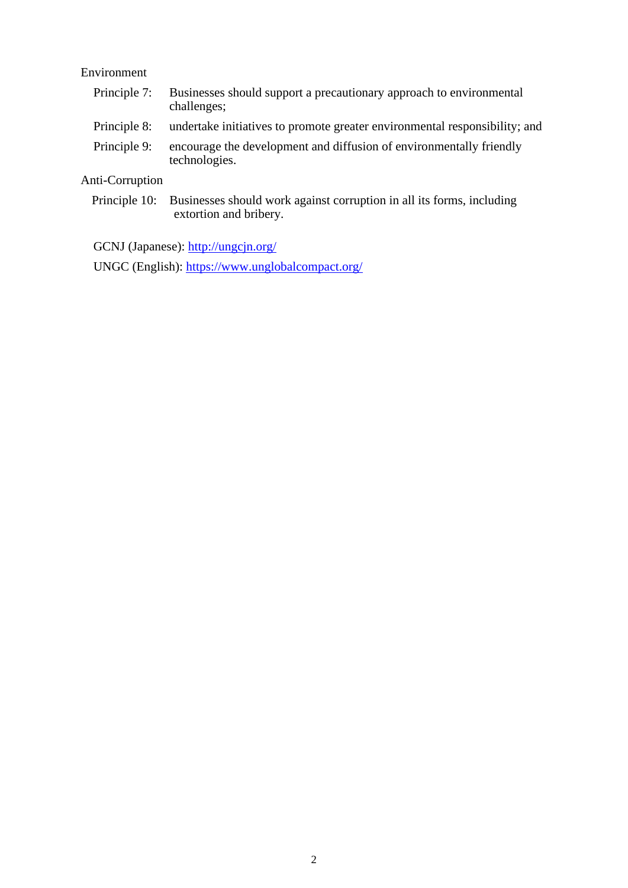Environment

Principle 7: Businesses should support a precautionary approach to environmental challenges;

Principle 8: undertake initiatives to promote greater environmental responsibility; and

Principle 9: encourage the development and diffusion of environmentally friendly technologies.

Anti-Corruption

Principle 10: Businesses should work against corruption in all its forms, including extortion and bribery.

GCNJ (Japanese): http://ungcjn.org/

UNGC (English): https://www.unglobalcompact.org/